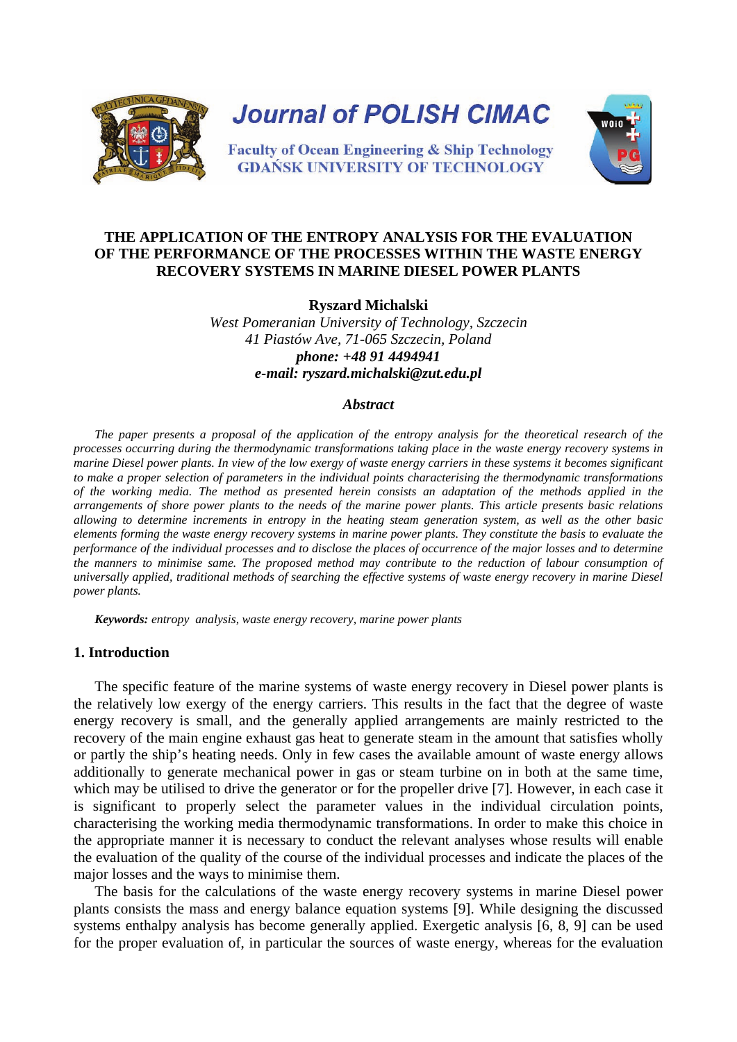# THE APPLICATION OF THE ENTROPY ANALYSIS FOR THE EVALUATION OF THE PERFORMANCE OF THE PROCESSES WITHIN THE WASTE ENERGY RECOVERY SYSTEMS IN MARINE DIESEL POWER PLANTS

**Ryszard Michalski**

*West Pomeranian University of Technology, Szczecin*
*41 Piastów Ave, 71-065 Szczecin, Poland*
***phone: +48 91 4494941***
***e-mail: ryszard.michalski@zut.edu.pl***

### *Abstract*

*The paper presents a proposal of the application of the entropy analysis for the theoretical research of the processes occurring during the thermodynamic transformations taking place in the waste energy recovery systems in marine Diesel power plants. In view of the low exergy of waste energy carriers in these systems it becomes significant to make a proper selection of parameters in the individual points characterising the thermodynamic transformations of the working media. The method as presented herein consists an adaptation of the methods applied in the arrangements of shore power plants to the needs of the marine power plants. This article presents basic relations allowing to determine increments in entropy in the heating steam generation system, as well as the other basic elements forming the waste energy recovery systems in marine power plants. They constitute the basis to evaluate the performance of the individual processes and to disclose the places of occurrence of the major losses and to determine the manners to minimise same. The proposed method may contribute to the reduction of labour consumption of universally applied, traditional methods of searching the effective systems of waste energy recovery in marine Diesel power plants.*

***Keywords:*** *entropy analysis, waste energy recovery, marine power plants*

## 1. Introduction

The specific feature of the marine systems of waste energy recovery in Diesel power plants is the relatively low exergy of the energy carriers. This results in the fact that the degree of waste energy recovery is small, and the generally applied arrangements are mainly restricted to the recovery of the main engine exhaust gas heat to generate steam in the amount that satisfies wholly or partly the ship's heating needs. Only in few cases the available amount of waste energy allows additionally to generate mechanical power in gas or steam turbine on in both at the same time, which may be utilised to drive the generator or for the propeller drive [7]. However, in each case it is significant to properly select the parameter values in the individual circulation points, characterising the working media thermodynamic transformations. In order to make this choice in the appropriate manner it is necessary to conduct the relevant analyses whose results will enable the evaluation of the quality of the course of the individual processes and indicate the places of the major losses and the ways to minimise them.

The basis for the calculations of the waste energy recovery systems in marine Diesel power plants consists the mass and energy balance equation systems [9]. While designing the discussed systems enthalpy analysis has become generally applied. Exergetic analysis [6, 8, 9] can be used for the proper evaluation of, in particular the sources of waste energy, whereas for the evaluation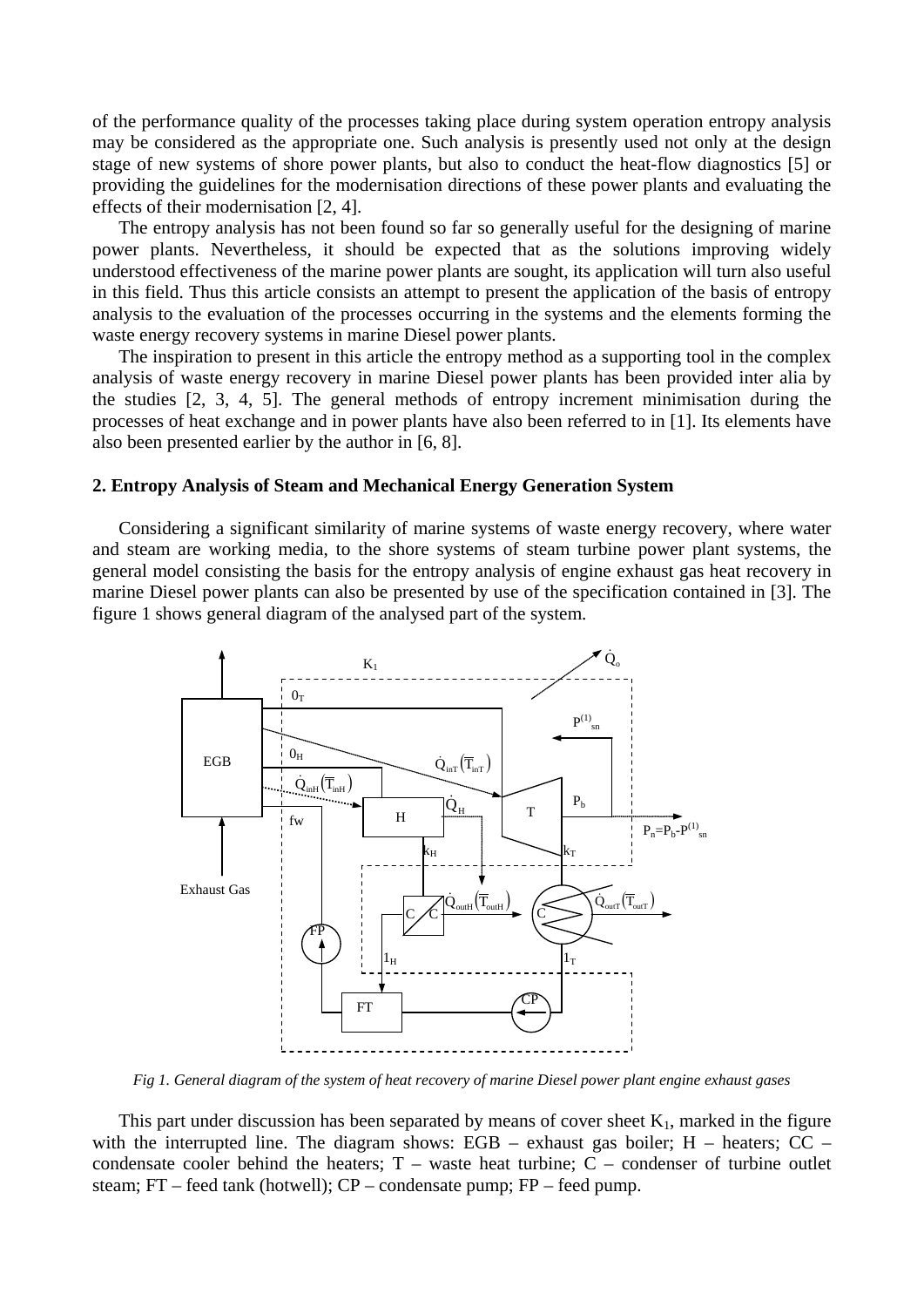of the performance quality of the processes taking place during system operation entropy analysis may be considered as the appropriate one. Such analysis is presently used not only at the design stage of new systems of shore power plants, but also to conduct the heat-flow diagnostics [5] or providing the guidelines for the modernisation directions of these power plants and evaluating the effects of their modernisation [2, 4].

The entropy analysis has not been found so far so generally useful for the designing of marine power plants. Nevertheless, it should be expected that as the solutions improving widely understood effectiveness of the marine power plants are sought, its application will turn also useful in this field. Thus this article consists an attempt to present the application of the basis of entropy analysis to the evaluation of the processes occurring in the systems and the elements forming the waste energy recovery systems in marine Diesel power plants.

The inspiration to present in this article the entropy method as a supporting tool in the complex analysis of waste energy recovery in marine Diesel power plants has been provided inter alia by the studies [2, 3, 4, 5]. The general methods of entropy increment minimisation during the processes of heat exchange and in power plants have also been referred to in [1]. Its elements have also been presented earlier by the author in [6, 8].

## 2. Entropy Analysis of Steam and Mechanical Energy Generation System

Considering a significant similarity of marine systems of waste energy recovery, where water and steam are working media, to the shore systems of steam turbine power plant systems, the general model consisting the basis for the entropy analysis of engine exhaust gas heat recovery in marine Diesel power plants can also be presented by use of the specification contained in [3]. The figure 1 shows general diagram of the analysed part of the system.

*Fig 1. General diagram of the system of heat recovery of marine Diesel power plant engine exhaust gases*

This part under discussion has been separated by means of cover sheet $K_1$, marked in the figure with the interrupted line. The diagram shows: EGB – exhaust gas boiler; H – heaters; CC – condensate cooler behind the heaters; T – waste heat turbine; C – condenser of turbine outlet steam; FT – feed tank (hotwell); CP – condensate pump; FP – feed pump.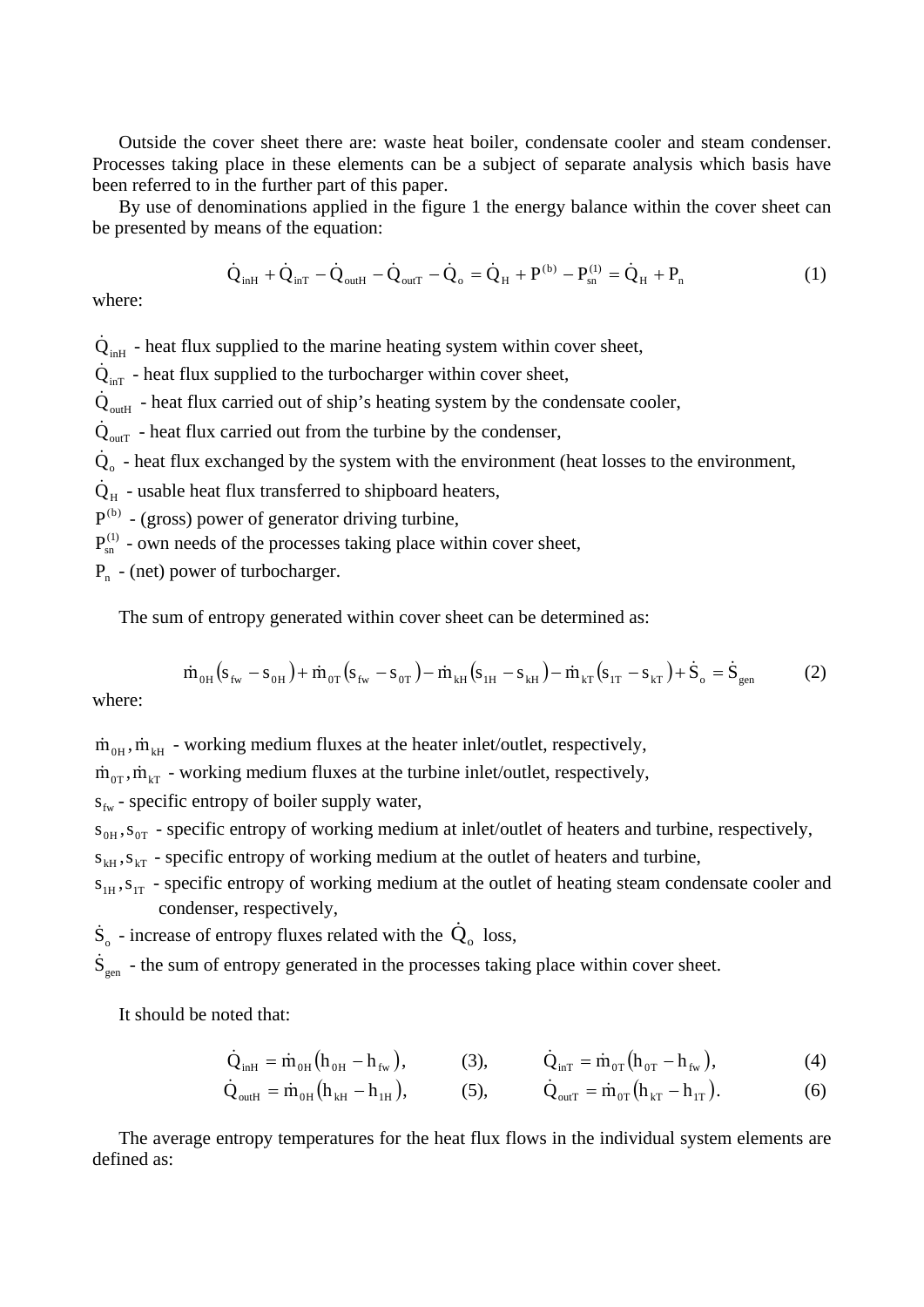Outside the cover sheet there are: waste heat boiler, condensate cooler and steam condenser. Processes taking place in these elements can be a subject of separate analysis which basis have been referred to in the further part of this paper.

By use of denominations applied in the figure 1 the energy balance within the cover sheet can be presented by means of the equation:

$$\dot{Q}_{inH} + \dot{Q}_{inT} - \dot{Q}_{outH} - \dot{Q}_{outT} - \dot{Q}_{o} = \dot{Q}_{H} + P^{(b)} - P_{sn}^{(1)} = \dot{Q}_{H} + P_{n} \tag{1}$$

where:

- $\dot{Q}_{inH}$ - heat flux supplied to the marine heating system within cover sheet,
- $\dot{Q}_{inT}$ - heat flux supplied to the turbocharger within cover sheet,
- $\dot{Q}_{outH}$ - heat flux carried out of ship's heating system by the condensate cooler,
- $\dot{Q}_{outT}$ - heat flux carried out from the turbine by the condenser,
- $\dot{Q}_{o}$ - heat flux exchanged by the system with the environment (heat losses to the environment,
- $\dot{Q}_{H}$ - usable heat flux transferred to shipboard heaters,
- $P^{(b)}$ - (gross) power of generator driving turbine,
- $P_{sn}^{(1)}$ - own needs of the processes taking place within cover sheet,
- $P_{n}$ - (net) power of turbocharger.

The sum of entropy generated within cover sheet can be determined as:

$$\dot{m}_{0H}\left(s_{fw} - s_{0H}\right) + \dot{m}_{0T}\left(s_{fw} - s_{0T}\right) - \dot{m}_{kH}\left(s_{1H} - s_{kH}\right) - \dot{m}_{kT}\left(s_{1T} - s_{kT}\right) + \dot{S}_{o} = \dot{S}_{gen} \tag{2}$$

where:

- $\dot{m}_{0H}, \dot{m}_{kH}$ - working medium fluxes at the heater inlet/outlet, respectively,
- $\dot{m}_{0T}, \dot{m}_{kT}$ - working medium fluxes at the turbine inlet/outlet, respectively,
- $s_{fw}$ - specific entropy of boiler supply water,
- $s_{0H}, s_{0T}$ - specific entropy of working medium at inlet/outlet of heaters and turbine, respectively,
- $s_{kH}, s_{kT}$ - specific entropy of working medium at the outlet of heaters and turbine,
- $s_{1H}, s_{1T}$ - specific entropy of working medium at the outlet of heating steam condensate cooler and condenser, respectively,
- $\dot{S}_{o}$ - increase of entropy fluxes related with the $\dot{Q}_{o}$ loss,
- $\dot{S}_{gen}$ - the sum of entropy generated in the processes taking place within cover sheet.

It should be noted that:

$$\dot{Q}_{inH} = \dot{m}_{0H}\left(h_{0H} - h_{fw}\right), \quad (3), \qquad \dot{Q}_{inT} = \dot{m}_{0T}\left(h_{0T} - h_{fw}\right), \quad (4)$$

$$\dot{Q}_{outH} = \dot{m}_{0H}\left(h_{kH} - h_{1H}\right), \quad (5), \qquad \dot{Q}_{outT} = \dot{m}_{0T}\left(h_{kT} - h_{1T}\right). \quad (6)$$

The average entropy temperatures for the heat flux flows in the individual system elements are defined as: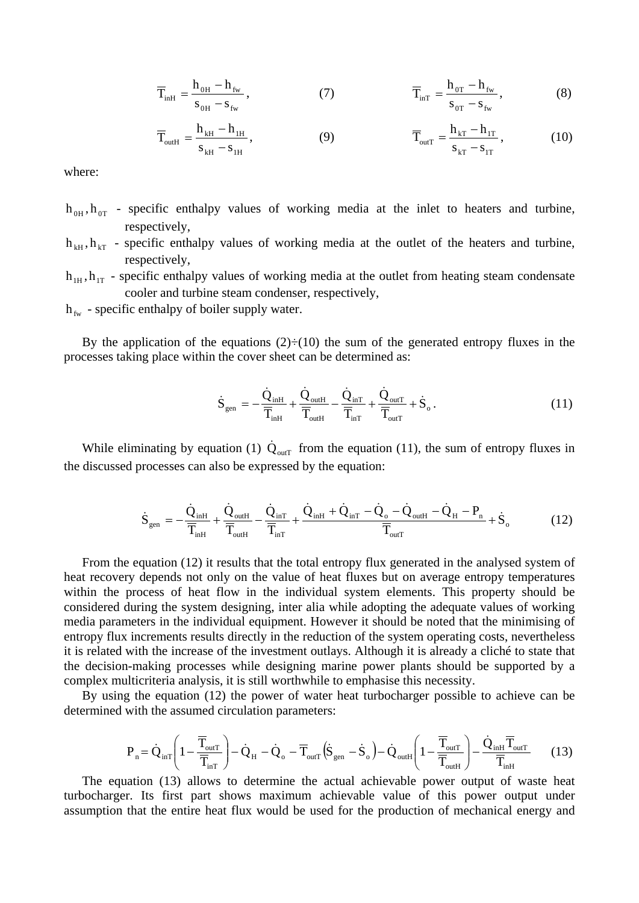$$\overline{T}_{inH} = \frac{h_{0H} - h_{fw}}{s_{0H} - s_{fw}}, \qquad (7) \qquad\qquad \overline{T}_{inT} = \frac{h_{0T} - h_{fw}}{s_{0T} - s_{fw}}, \qquad (8)$$

$$\overline{T}_{outH} = \frac{h_{kH} - h_{1H}}{s_{kH} - s_{1H}}, \qquad (9) \qquad\qquad \overline{T}_{outT} = \frac{h_{kT} - h_{1T}}{s_{kT} - s_{1T}}, \qquad (10)$$

where:

$h_{0H}, h_{0T}$ - specific enthalpy values of working media at the inlet to heaters and turbine, respectively,

$h_{kH}, h_{kT}$ - specific enthalpy values of working media at the outlet of the heaters and turbine, respectively,

$h_{1H}, h_{1T}$ - specific enthalpy values of working media at the outlet from heating steam condensate cooler and turbine steam condenser, respectively,

$h_{fw}$ - specific enthalpy of boiler supply water.

By the application of the equations (2)÷(10) the sum of the generated entropy fluxes in the processes taking place within the cover sheet can be determined as:

$$\dot{S}_{gen} = -\frac{\dot{Q}_{inH}}{\overline{T}_{inH}} + \frac{\dot{Q}_{outH}}{\overline{T}_{outH}} - \frac{\dot{Q}_{inT}}{\overline{T}_{inT}} + \frac{\dot{Q}_{outT}}{\overline{T}_{outT}} + \dot{S}_o . \qquad (11)$$

While eliminating by equation (1) $\dot{Q}_{outT}$ from the equation (11), the sum of entropy fluxes in the discussed processes can also be expressed by the equation:

$$\dot{S}_{gen} = -\frac{\dot{Q}_{inH}}{\overline{T}_{inH}} + \frac{\dot{Q}_{outH}}{\overline{T}_{outH}} - \frac{\dot{Q}_{inT}}{\overline{T}_{inT}} + \frac{\dot{Q}_{inH} + \dot{Q}_{inT} - \dot{Q}_o - \dot{Q}_{outH} - \dot{Q}_H - P_n}{\overline{T}_{outT}} + \dot{S}_o \qquad (12)$$

From the equation (12) it results that the total entropy flux generated in the analysed system of heat recovery depends not only on the value of heat fluxes but on average entropy temperatures within the process of heat flow in the individual system elements. This property should be considered during the system designing, inter alia while adopting the adequate values of working media parameters in the individual equipment. However it should be noted that the minimising of entropy flux increments results directly in the reduction of the system operating costs, nevertheless it is related with the increase of the investment outlays. Although it is already a cliché to state that the decision-making processes while designing marine power plants should be supported by a complex multicriteria analysis, it is still worthwhile to emphasise this necessity.

By using the equation (12) the power of water heat turbocharger possible to achieve can be determined with the assumed circulation parameters:

$$P_n = \dot{Q}_{inT}\left(1 - \frac{\overline{T}_{outT}}{\overline{T}_{inT}}\right) - \dot{Q}_H - \dot{Q}_o - \overline{T}_{outT}\left(\dot{S}_{gen} - \dot{S}_o\right) - \dot{Q}_{outH}\left(1 - \frac{\overline{T}_{outT}}{\overline{T}_{outH}}\right) - \frac{\dot{Q}_{inH}\,\overline{T}_{outT}}{\overline{T}_{inH}} \qquad (13)$$

The equation (13) allows to determine the actual achievable power output of waste heat turbocharger. Its first part shows maximum achievable value of this power output under assumption that the entire heat flux would be used for the production of mechanical energy and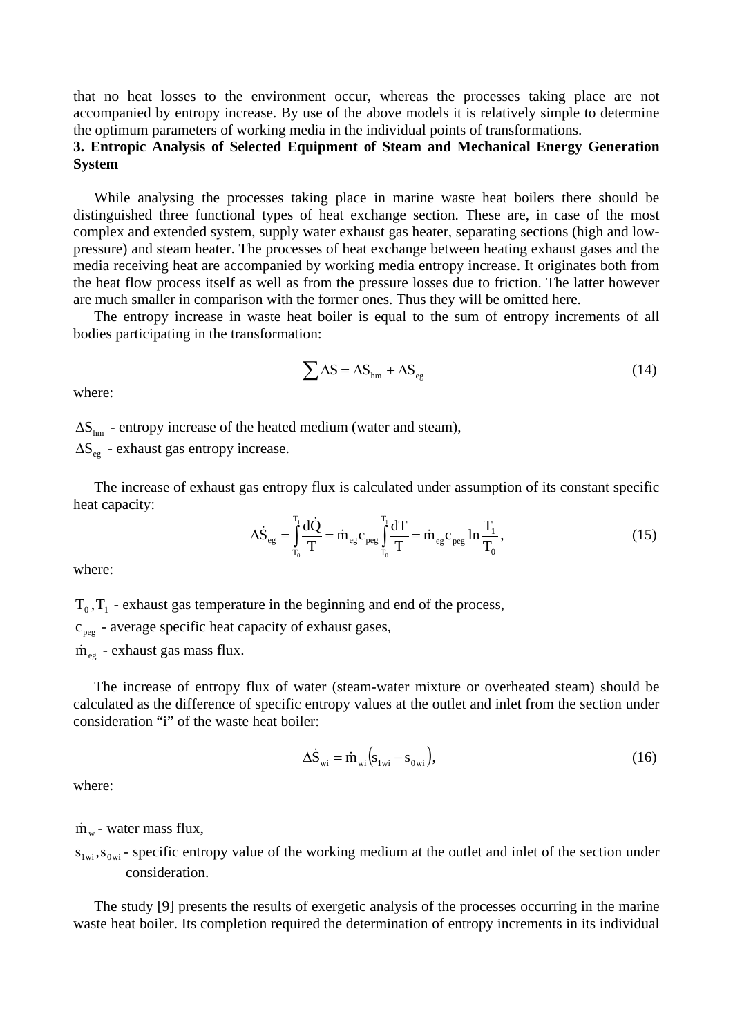that no heat losses to the environment occur, whereas the processes taking place are not accompanied by entropy increase. By use of the above models it is relatively simple to determine the optimum parameters of working media in the individual points of transformations.

## 3. Entropic Analysis of Selected Equipment of Steam and Mechanical Energy Generation System

While analysing the processes taking place in marine waste heat boilers there should be distinguished three functional types of heat exchange section. These are, in case of the most complex and extended system, supply water exhaust gas heater, separating sections (high and low-pressure) and steam heater. The processes of heat exchange between heating exhaust gases and the media receiving heat are accompanied by working media entropy increase. It originates both from the heat flow process itself as well as from the pressure losses due to friction. The latter however are much smaller in comparison with the former ones. Thus they will be omitted here.

The entropy increase in waste heat boiler is equal to the sum of entropy increments of all bodies participating in the transformation:

$$\sum \Delta S = \Delta S_{hm} + \Delta S_{eg} \tag{14}$$

where:

$\Delta S_{hm}$ - entropy increase of the heated medium (water and steam),

$\Delta S_{eg}$ - exhaust gas entropy increase.

The increase of exhaust gas entropy flux is calculated under assumption of its constant specific heat capacity:

$$\Delta \dot{S}_{eg} = \int_{T_0}^{T_1} \frac{d\dot{Q}}{T} = \dot{m}_{eg} c_{peg} \int_{T_0}^{T_1} \frac{dT}{T} = \dot{m}_{eg} c_{peg} \ln \frac{T_1}{T_0}, \tag{15}$$

where:

$T_0, T_1$ - exhaust gas temperature in the beginning and end of the process,

$c_{peg}$ - average specific heat capacity of exhaust gases,

$\dot{m}_{eg}$ - exhaust gas mass flux.

The increase of entropy flux of water (steam-water mixture or overheated steam) should be calculated as the difference of specific entropy values at the outlet and inlet from the section under consideration "i" of the waste heat boiler:

$$\Delta \dot{S}_{wi} = \dot{m}_{wi} \left( s_{1wi} - s_{0wi} \right), \tag{16}$$

where:

$\dot{m}_w$ - water mass flux,

$s_{1wi}, s_{0wi}$ - specific entropy value of the working medium at the outlet and inlet of the section under consideration.

The study [9] presents the results of exergetic analysis of the processes occurring in the marine waste heat boiler. Its completion required the determination of entropy increments in its individual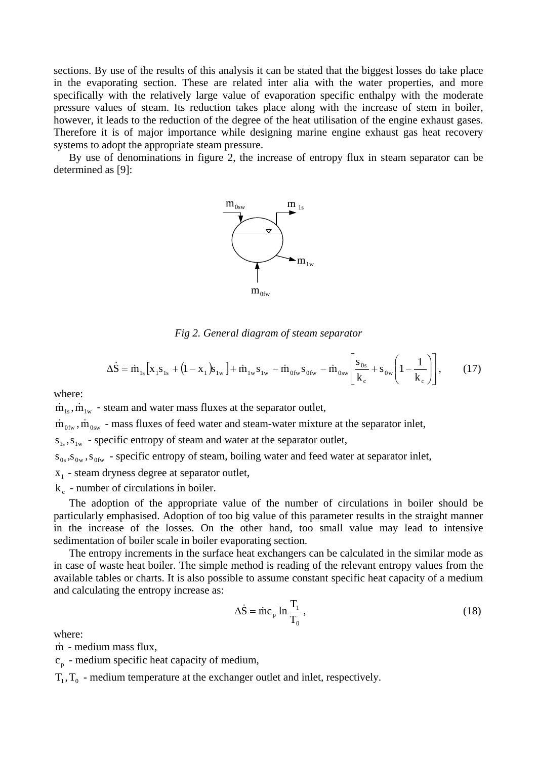sections. By use of the results of this analysis it can be stated that the biggest losses do take place in the evaporating section. These are related inter alia with the water properties, and more specifically with the relatively large value of evaporation specific enthalpy with the moderate pressure values of steam. Its reduction takes place along with the increase of stem in boiler, however, it leads to the reduction of the degree of the heat utilisation of the engine exhaust gases. Therefore it is of major importance while designing marine engine exhaust gas heat recovery systems to adopt the appropriate steam pressure.

By use of denominations in figure 2, the increase of entropy flux in steam separator can be determined as [9]:

*Fig 2. General diagram of steam separator*

$$\Delta\dot{S} = \dot{m}_{1s}\left[x_1 s_{1s} + (1 - x_1)s_{1w}\right] + \dot{m}_{1w}s_{1w} - \dot{m}_{0fw}s_{0fw} - \dot{m}_{0sw}\left[\frac{s_{0s}}{k_c} + s_{0w}\left(1 - \frac{1}{k_c}\right)\right], \qquad (17)$$

where:

$\dot{m}_{1s}, \dot{m}_{1w}$ - steam and water mass fluxes at the separator outlet,

$\dot{m}_{0fw}, \dot{m}_{0sw}$ - mass fluxes of feed water and steam-water mixture at the separator inlet,

$s_{1s}, s_{1w}$ - specific entropy of steam and water at the separator outlet,

$s_{0s}, s_{0w}, s_{0fw}$ - specific entropy of steam, boiling water and feed water at separator inlet,

$x_1$ - steam dryness degree at separator outlet,

$k_c$ - number of circulations in boiler.

The adoption of the appropriate value of the number of circulations in boiler should be particularly emphasised. Adoption of too big value of this parameter results in the straight manner in the increase of the losses. On the other hand, too small value may lead to intensive sedimentation of boiler scale in boiler evaporating section.

The entropy increments in the surface heat exchangers can be calculated in the similar mode as in case of waste heat boiler. The simple method is reading of the relevant entropy values from the available tables or charts. It is also possible to assume constant specific heat capacity of a medium and calculating the entropy increase as:

$$\Delta\dot{S} = \dot{m}c_p \ln\frac{T_1}{T_0}, \qquad (18)$$

where:

$\dot{m}$ - medium mass flux,

$c_p$ - medium specific heat capacity of medium,

$T_1, T_0$ - medium temperature at the exchanger outlet and inlet, respectively.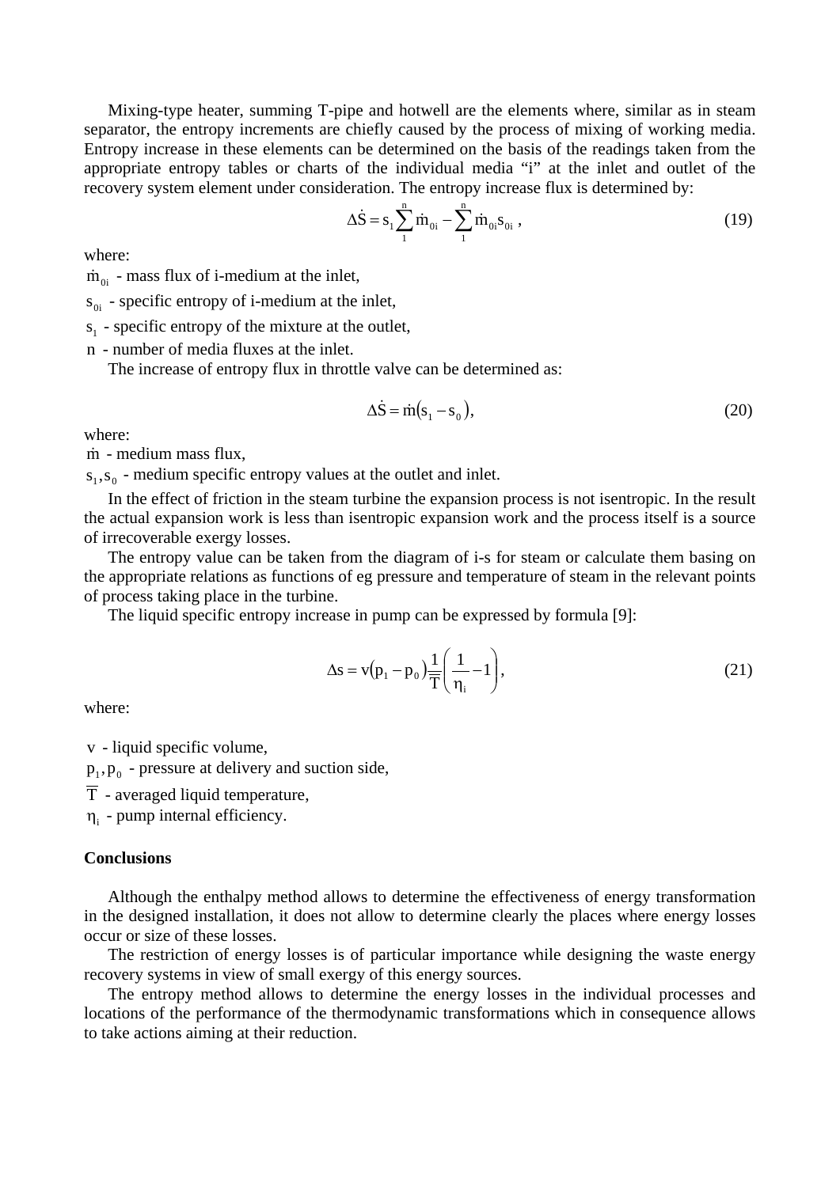Mixing-type heater, summing T-pipe and hotwell are the elements where, similar as in steam separator, the entropy increments are chiefly caused by the process of mixing of working media. Entropy increase in these elements can be determined on the basis of the readings taken from the appropriate entropy tables or charts of the individual media "i" at the inlet and outlet of the recovery system element under consideration. The entropy increase flux is determined by:

$$\Delta\dot{S} = s_1 \sum_{1}^{n} \dot{m}_{0i} - \sum_{1}^{n} \dot{m}_{0i} s_{0i} \, , \tag{19}$$

where:

$\dot{m}_{0i}$ - mass flux of i-medium at the inlet,

$s_{0i}$ - specific entropy of i-medium at the inlet,

$s_1$ - specific entropy of the mixture at the outlet,

$n$ - number of media fluxes at the inlet.

The increase of entropy flux in throttle valve can be determined as:

$$\Delta\dot{S} = \dot{m}(s_1 - s_0), \tag{20}$$

where:

$\dot{m}$ - medium mass flux,

$s_1, s_0$ - medium specific entropy values at the outlet and inlet.

In the effect of friction in the steam turbine the expansion process is not isentropic. In the result the actual expansion work is less than isentropic expansion work and the process itself is a source of irrecoverable exergy losses.

The entropy value can be taken from the diagram of i-s for steam or calculate them basing on the appropriate relations as functions of eg pressure and temperature of steam in the relevant points of process taking place in the turbine.

The liquid specific entropy increase in pump can be expressed by formula [9]:

$$\Delta s = v(p_1 - p_0)\frac{1}{\overline{T}}\left(\frac{1}{\eta_i} - 1\right), \tag{21}$$

where:

$v$ - liquid specific volume,

$p_1, p_0$ - pressure at delivery and suction side,

$\overline{T}$ - averaged liquid temperature,

$\eta_i$ - pump internal efficiency.

**Conclusions**

Although the enthalpy method allows to determine the effectiveness of energy transformation in the designed installation, it does not allow to determine clearly the places where energy losses occur or size of these losses.

The restriction of energy losses is of particular importance while designing the waste energy recovery systems in view of small exergy of this energy sources.

The entropy method allows to determine the energy losses in the individual processes and locations of the performance of the thermodynamic transformations which in consequence allows to take actions aiming at their reduction.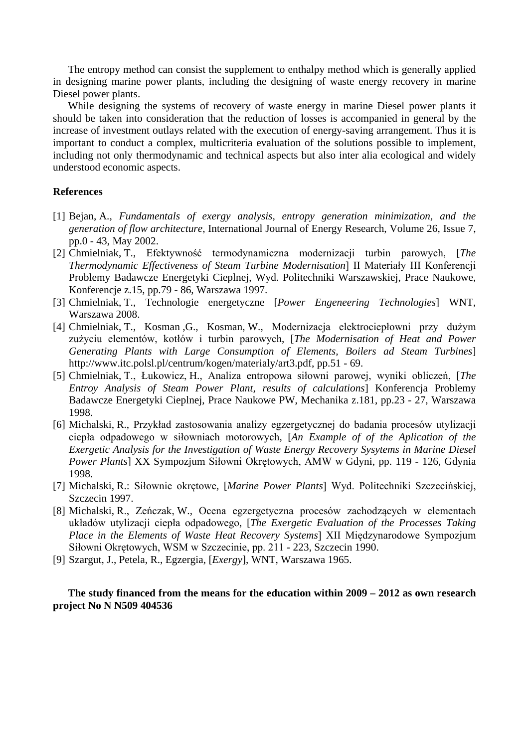The entropy method can consist the supplement to enthalpy method which is generally applied in designing marine power plants, including the designing of waste energy recovery in marine Diesel power plants.

While designing the systems of recovery of waste energy in marine Diesel power plants it should be taken into consideration that the reduction of losses is accompanied in general by the increase of investment outlays related with the execution of energy-saving arrangement. Thus it is important to conduct a complex, multicriteria evaluation of the solutions possible to implement, including not only thermodynamic and technical aspects but also inter alia ecological and widely understood economic aspects.

## References

[1] Bejan, A., *Fundamentals of exergy analysis, entropy generation minimization, and the generation of flow architecture*, International Journal of Energy Research, Volume 26, Issue 7, pp.0 - 43, May 2002.

[2] Chmielniak, T., Efektywność termodynamiczna modernizacji turbin parowych, [*The Thermodynamic Effectiveness of Steam Turbine Modernisation*] II Materiały III Konferencji Problemy Badawcze Energetyki Cieplnej, Wyd. Politechniki Warszawskiej, Prace Naukowe, Konferencje z.15, pp.79 - 86, Warszawa 1997.

[3] Chmielniak, T., Technologie energetyczne [*Power Engeneering Technologies*] WNT, Warszawa 2008.

[4] Chmielniak, T., Kosman ,G., Kosman, W., Modernizacja elektrociepłowni przy dużym zużyciu elementów, kotłów i turbin parowych, [*The Modernisation of Heat and Power Generating Plants with Large Consumption of Elements, Boilers ad Steam Turbines*] http://www.itc.polsl.pl/centrum/kogen/materialy/art3.pdf, pp.51 - 69.

[5] Chmielniak, T., Łukowicz, H., Analiza entropowa siłowni parowej, wyniki obliczeń, [*The Entroy Analysis of Steam Power Plant, results of calculations*] Konferencja Problemy Badawcze Energetyki Cieplnej, Prace Naukowe PW, Mechanika z.181, pp.23 - 27, Warszawa 1998.

[6] Michalski, R., Przykład zastosowania analizy egzergetycznej do badania procesów utylizacji ciepła odpadowego w siłowniach motorowych, [*An Example of of the Aplication of the Exergetic Analysis for the Investigation of Waste Energy Recovery Sysytems in Marine Diesel Power Plants*] XX Sympozjum Siłowni Okrętowych, AMW w Gdyni, pp. 119 - 126, Gdynia 1998.

[7] Michalski, R.: Siłownie okrętowe, [*Marine Power Plants*] Wyd. Politechniki Szczecińskiej, Szczecin 1997.

[8] Michalski, R., Zeńczak, W., Ocena egzergetyczna procesów zachodzących w elementach układów utylizacji ciepła odpadowego, [*The Exergetic Evaluation of the Processes Taking Place in the Elements of Waste Heat Recovery Systems*] XII Międzynarodowe Sympozjum Siłowni Okrętowych, WSM w Szczecinie, pp. 211 - 223, Szczecin 1990.

[9] Szargut, J., Petela, R., Egzergia, [*Exergy*], WNT, Warszawa 1965.

**The study financed from the means for the education within 2009 – 2012 as own research project No N N509 404536**